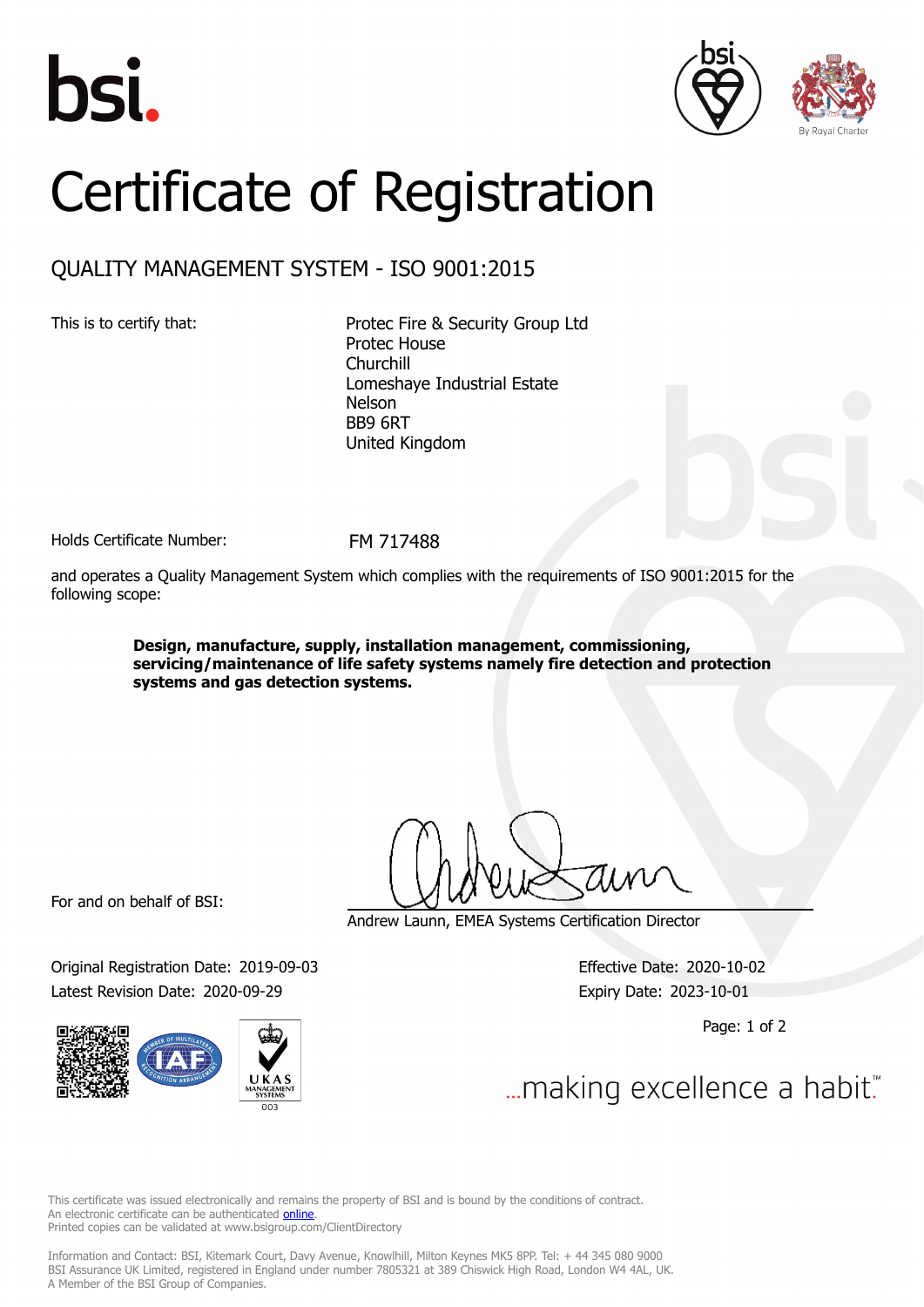bsi.

By Royal Charter

# Certificate of Registration

## QUALITY MANAGEMENT SYSTEM - ISO 9001:2015

This is to certify that:

Protec Fire & Security Group Ltd
Protec House
Churchill
Lomeshaye Industrial Estate
Nelson
BB9 6RT
United Kingdom

Holds Certificate Number: FM 717488

and operates a Quality Management System which complies with the requirements of ISO 9001:2015 for the following scope:

**Design, manufacture, supply, installation management, commissioning, servicing/maintenance of life safety systems namely fire detection and protection systems and gas detection systems.**

For and on behalf of BSI:

Andrew Launn, EMEA Systems Certification Director

Original Registration Date: 2019-09-03
Latest Revision Date: 2020-09-29

Effective Date: 2020-10-02
Expiry Date: 2023-10-01

UKAS MANAGEMENT SYSTEMS 003

...making excellence a habit.™

This certificate was issued electronically and remains the property of BSI and is bound by the conditions of contract.
An electronic certificate can be authenticated online.
Printed copies can be validated at www.bsigroup.com/ClientDirectory

Information and Contact: BSI, Kitemark Court, Davy Avenue, Knowlhill, Milton Keynes MK5 8PP. Tel: + 44 345 080 9000
BSI Assurance UK Limited, registered in England under number 7805321 at 389 Chiswick High Road, London W4 4AL, UK.
A Member of the BSI Group of Companies.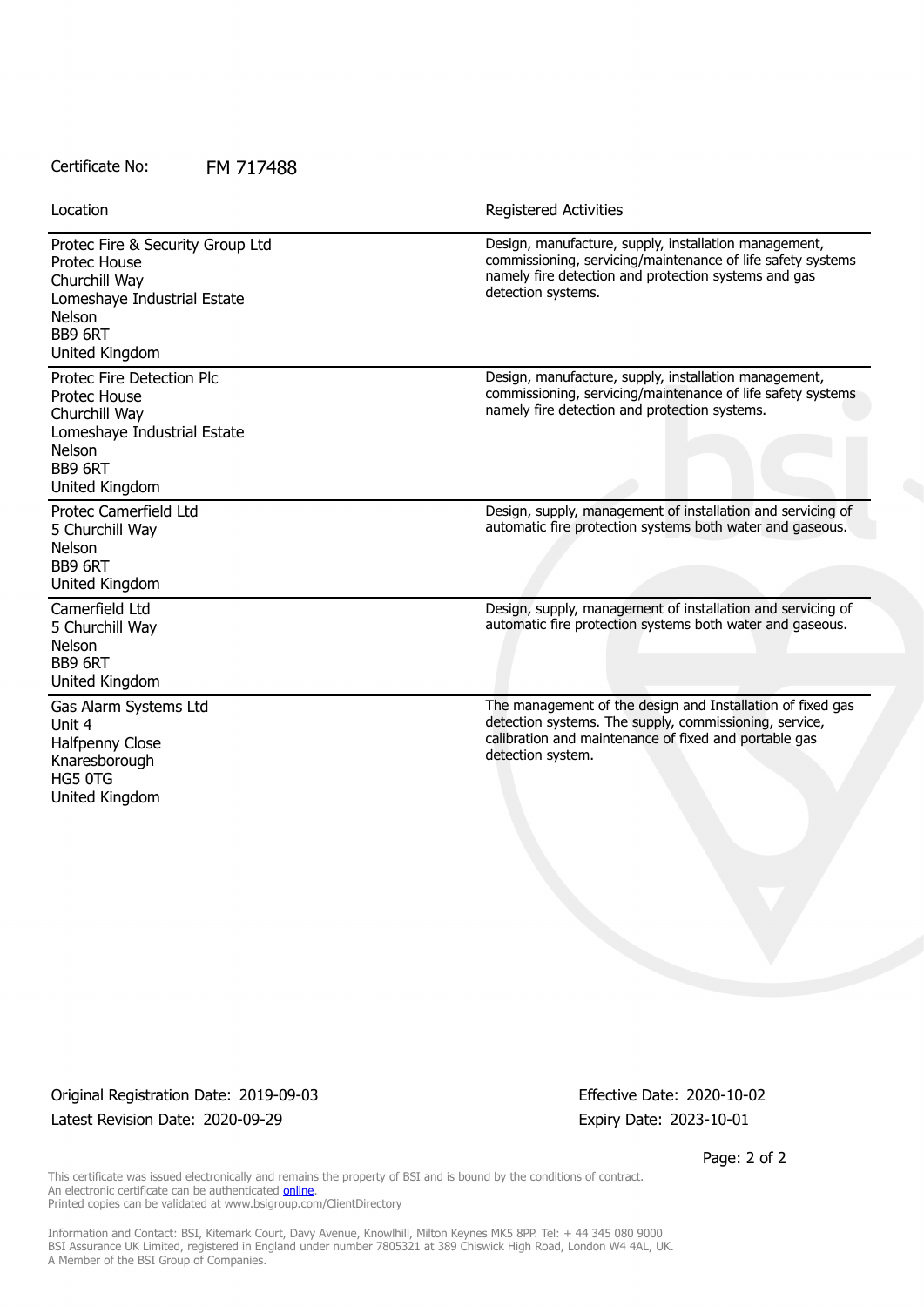Certificate No: FM 717488

| Location | Registered Activities |
|---|---|
| Protec Fire & Security Group Ltd<br>Protec House<br>Churchill Way<br>Lomeshaye Industrial Estate<br>Nelson<br>BB9 6RT<br>United Kingdom | Design, manufacture, supply, installation management, commissioning, servicing/maintenance of life safety systems namely fire detection and protection systems and gas detection systems. |
| Protec Fire Detection Plc<br>Protec House<br>Churchill Way<br>Lomeshaye Industrial Estate<br>Nelson<br>BB9 6RT<br>United Kingdom | Design, manufacture, supply, installation management, commissioning, servicing/maintenance of life safety systems namely fire detection and protection systems. |
| Protec Camerfield Ltd<br>5 Churchill Way<br>Nelson<br>BB9 6RT<br>United Kingdom | Design, supply, management of installation and servicing of automatic fire protection systems both water and gaseous. |
| Camerfield Ltd<br>5 Churchill Way<br>Nelson<br>BB9 6RT<br>United Kingdom | Design, supply, management of installation and servicing of automatic fire protection systems both water and gaseous. |
| Gas Alarm Systems Ltd<br>Unit 4<br>Halfpenny Close<br>Knaresborough<br>HG5 0TG<br>United Kingdom | The management of the design and Installation of fixed gas detection systems. The supply, commissioning, service, calibration and maintenance of fixed and portable gas detection system. |

Original Registration Date: 2019-09-03
Latest Revision Date: 2020-09-29

Effective Date: 2020-10-02
Expiry Date: 2023-10-01

This certificate was issued electronically and remains the property of BSI and is bound by the conditions of contract.
An electronic certificate can be authenticated online.
Printed copies can be validated at www.bsigroup.com/ClientDirectory

Information and Contact: BSI, Kitemark Court, Davy Avenue, Knowlhill, Milton Keynes MK5 8PP. Tel: + 44 345 080 9000
BSI Assurance UK Limited, registered in England under number 7805321 at 389 Chiswick High Road, London W4 4AL, UK.
A Member of the BSI Group of Companies.